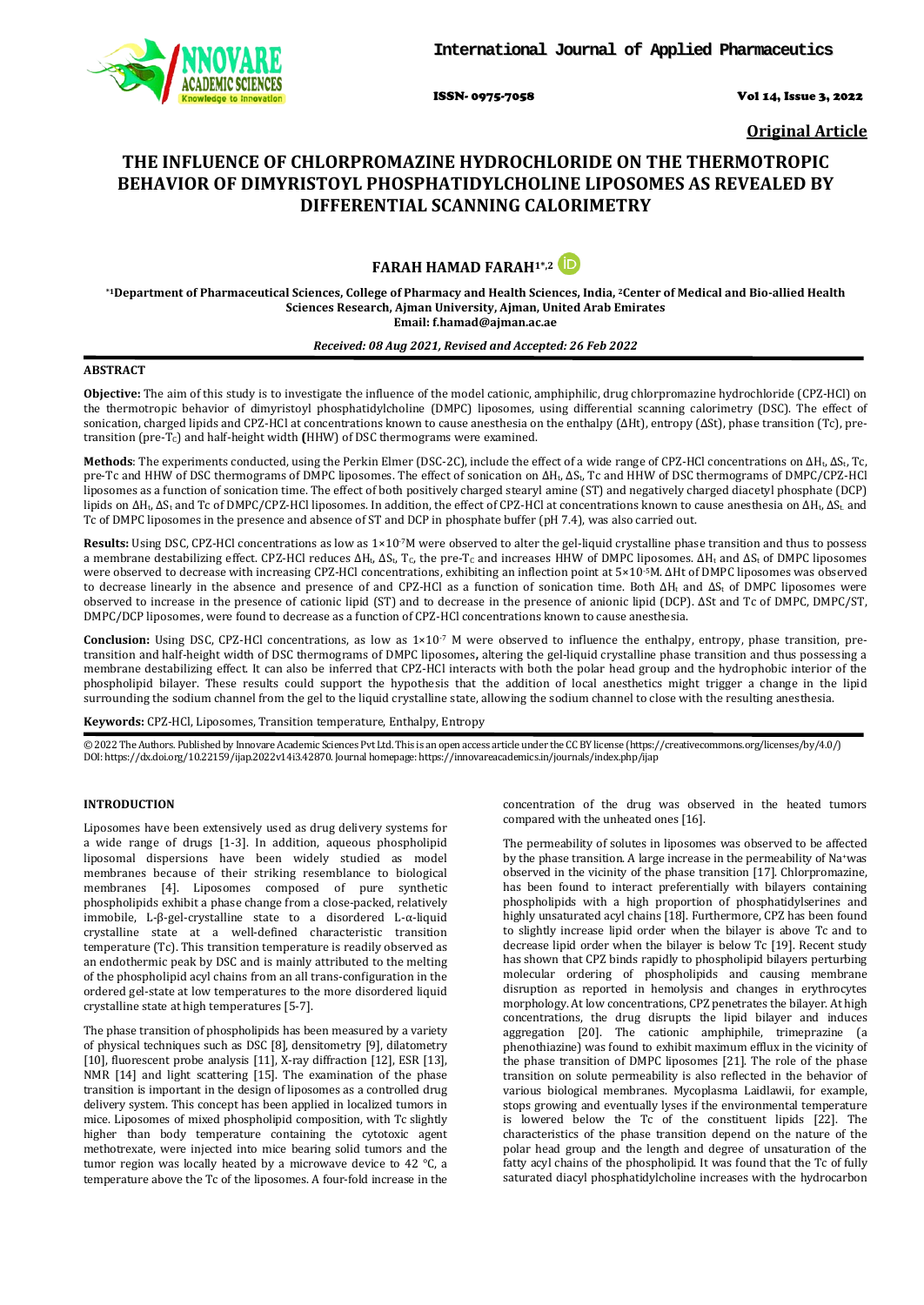Original Article

# THE INFLUENCE OF CHLORPROMAZINE HYDROCHLORIDE ON THE THERMOTROPIC BEHAVIOR OF DIMYRISTOYL PHOSPHATIDYLCHOLINE LIPOSOMES AS REVEALED BY DIFFERENTIAL SCANNING CALORIMETRY

**FARAH HAMAD FARAH[1*,2]**

[*1]**Department of Pharmaceutical Sciences, College of Pharmacy and Health Sciences, India, [2]Center of Medical and Bio-allied Health Sciences Research, Ajman University, Ajman, United Arab Emirates**
**Email: f.hamad@ajman.ac.ae**

***Received: 08 Aug 2021, Revised and Accepted: 26 Feb 2022***

## ABSTRACT

**Objective:** The aim of this study is to investigate the influence of the model cationic, amphiphilic, drug chlorpromazine hydrochloride (CPZ-HCl) on the thermotropic behavior of dimyristoyl phosphatidylcholine (DMPC) liposomes, using differential scanning calorimetry (DSC). The effect of sonication, charged lipids and CPZ-HCl at concentrations known to cause anesthesia on the enthalpy (ΔHt), entropy (ΔSt), phase transition (Tc), pre-transition (pre-$T_C$) and half-height width **(**HHW) of DSC thermograms were examined.

**Methods**: The experiments conducted, using the Perkin Elmer (DSC-2C), include the effect of a wide range of CPZ-HCl concentrations on $\Delta H_t$, $\Delta S_t$, Tc, pre-Tc and HHW of DSC thermograms of DMPC liposomes. The effect of sonication on $\Delta H_t$, $\Delta S_t$, Tc and HHW of DSC thermograms of DMPC/CPZ-HCl liposomes as a function of sonication time. The effect of both positively charged stearyl amine (ST) and negatively charged diacetyl phosphate (DCP) lipids on $\Delta H_t$, $\Delta S_t$ and Tc of DMPC/CPZ-HCl liposomes. In addition, the effect of CPZ-HCl at concentrations known to cause anesthesia on $\Delta H_t$, $\Delta S_t$ and Tc of DMPC liposomes in the presence and absence of ST and DCP in phosphate buffer (pH 7.4), was also carried out.

**Results:** Using DSC, CPZ-HCl concentrations as low as $1\times10^{-7}$M were observed to alter the gel-liquid crystalline phase transition and thus to possess a membrane destabilizing effect. CPZ-HCl reduces $\Delta H_t$, $\Delta S_t$, $T_C$, the pre-$T_C$ and increases HHW of DMPC liposomes. $\Delta H_t$ and $\Delta S_t$ of DMPC liposomes were observed to decrease with increasing CPZ-HCl concentrations, exhibiting an inflection point at $5\times10^{-5}$M. ΔHt of DMPC liposomes was observed to decrease linearly in the absence and presence of and CPZ-HCl as a function of sonication time. Both $\Delta H_t$ and $\Delta S_t$ of DMPC liposomes were observed to increase in the presence of cationic lipid (ST) and to decrease in the presence of anionic lipid (DCP). ΔSt and Tc of DMPC, DMPC/ST, DMPC/DCP liposomes, were found to decrease as a function of CPZ-HCl concentrations known to cause anesthesia.

**Conclusion:** Using DSC, CPZ-HCl concentrations, as low as $1\times10^{-7}$ M were observed to influence the enthalpy, entropy, phase transition, pre-transition and half-height width of DSC thermograms of DMPC liposomes**,** altering the gel-liquid crystalline phase transition and thus possessing a membrane destabilizing effect. It can also be inferred that CPZ-HCl interacts with both the polar head group and the hydrophobic interior of the phospholipid bilayer. These results could support the hypothesis that the addition of local anesthetics might trigger a change in the lipid surrounding the sodium channel from the gel to the liquid crystalline state, allowing the sodium channel to close with the resulting anesthesia.

**Keywords:** CPZ-HCl, Liposomes, Transition temperature, Enthalpy, Entropy

© 2022 The Authors. Published by Innovare Academic Sciences Pvt Ltd. This is an open access article under the CC BY license (https://creativecommons.org/licenses/by/4.0/)
DOI: https://dx.doi.org/10.22159/ijap.2022v14i3.42870. Journal homepage: https://innovareacademics.in/journals/index.php/ijap

## INTRODUCTION

Liposomes have been extensively used as drug delivery systems for a wide range of drugs [1-3]. In addition, aqueous phospholipid liposomal dispersions have been widely studied as model membranes because of their striking resemblance to biological membranes [4]. Liposomes composed of pure synthetic phospholipids exhibit a phase change from a close-packed, relatively immobile, L-β-gel-crystalline state to a disordered L-α-liquid crystalline state at a well-defined characteristic transition temperature (Tc). This transition temperature is readily observed as an endothermic peak by DSC and is mainly attributed to the melting of the phospholipid acyl chains from an all trans-configuration in the ordered gel-state at low temperatures to the more disordered liquid crystalline state at high temperatures [5-7].

The phase transition of phospholipids has been measured by a variety of physical techniques such as DSC [8], densitometry [9], dilatometry [10], fluorescent probe analysis [11], X-ray diffraction [12], ESR [13], NMR [14] and light scattering [15]. The examination of the phase transition is important in the design of liposomes as a controlled drug delivery system. This concept has been applied in localized tumors in mice. Liposomes of mixed phospholipid composition, with Tc slightly higher than body temperature containing the cytotoxic agent methotrexate, were injected into mice bearing solid tumors and the tumor region was locally heated by a microwave device to 42 °C, a temperature above the Tc of the liposomes. A four-fold increase in the concentration of the drug was observed in the heated tumors compared with the unheated ones [16].

The permeability of solutes in liposomes was observed to be affected by the phase transition. A large increase in the permeability of $Na^+$was observed in the vicinity of the phase transition [17]. Chlorpromazine, has been found to interact preferentially with bilayers containing phospholipids with a high proportion of phosphatidylserines and highly unsaturated acyl chains [18]. Furthermore, CPZ has been found to slightly increase lipid order when the bilayer is above Tc and to decrease lipid order when the bilayer is below Tc [19]. Recent study has shown that CPZ binds rapidly to phospholipid bilayers perturbing molecular ordering of phospholipids and causing membrane disruption as reported in hemolysis and changes in erythrocytes morphology. At low concentrations, CPZ penetrates the bilayer. At high concentrations, the drug disrupts the lipid bilayer and induces aggregation [20]. The cationic amphiphile, trimeprazine (a phenothiazine) was found to exhibit maximum efflux in the vicinity of the phase transition of DMPC liposomes [21]. The role of the phase transition on solute permeability is also reflected in the behavior of various biological membranes. Mycoplasma Laidlawii, for example, stops growing and eventually lyses if the environmental temperature is lowered below the Tc of the constituent lipids [22]. The characteristics of the phase transition depend on the nature of the polar head group and the length and degree of unsaturation of the fatty acyl chains of the phospholipid. It was found that the Tc of fully saturated diacyl phosphatidylcholine increases with the hydrocarbon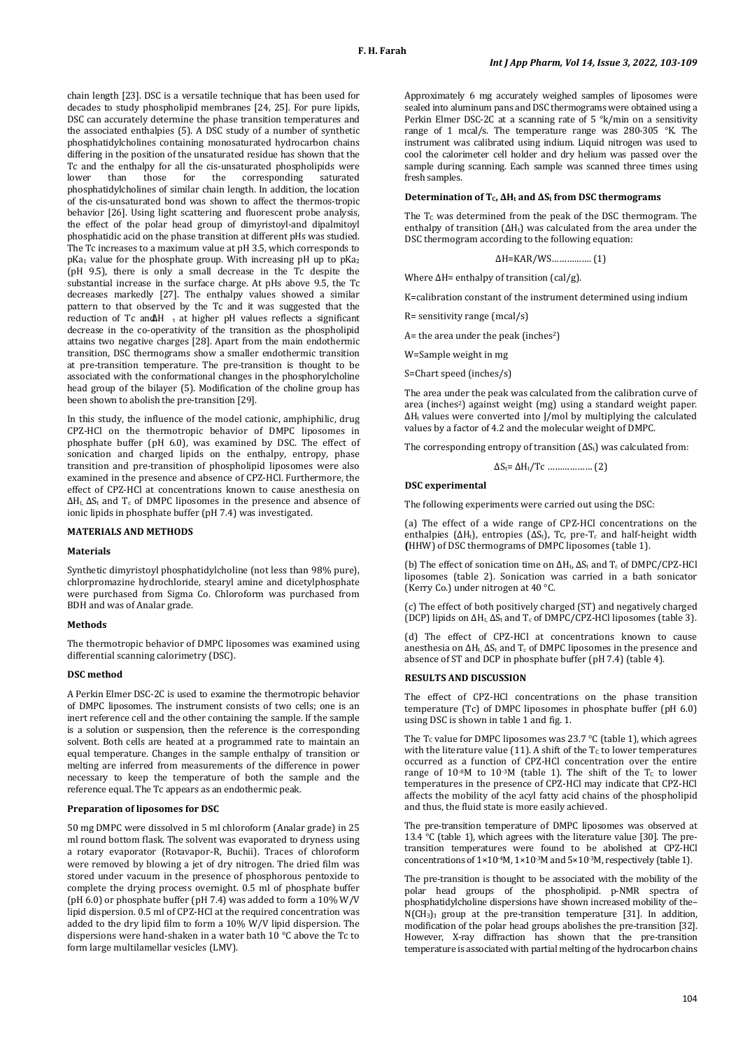chain length [23]. DSC is a versatile technique that has been used for decades to study phospholipid membranes [24, 25]. For pure lipids, DSC can accurately determine the phase transition temperatures and the associated enthalpies (5). A DSC study of a number of synthetic phosphatidylcholines containing monosaturated hydrocarbon chains differing in the position of the unsaturated residue has shown that the Tc and the enthalpy for all the cis-unsaturated phospholipids were lower than those for the corresponding saturated phosphatidylcholines of similar chain length. In addition, the location of the cis-unsaturated bond was shown to affect the thermos-tropic behavior [26]. Using light scattering and fluorescent probe analysis, the effect of the polar head group of dimyristoyl-and dipalmitoyl phosphatidic acid on the phase transition at different pHs was studied. The Tc increases to a maximum value at pH 3.5, which corresponds to $pKa_1$ value for the phosphate group. With increasing pH up to $pKa_2$ (pH 9.5), there is only a small decrease in the Tc despite the substantial increase in the surface charge. At pHs above 9.5, the Tc decreases markedly [27]. The enthalpy values showed a similar pattern to that observed by the Tc and it was suggested that the reduction of Tc and $\Delta H_t$ at higher pH values reflects a significant decrease in the co-operativity of the transition as the phospholipid attains two negative charges [28]. Apart from the main endothermic transition, DSC thermograms show a smaller endothermic transition at pre-transition temperature. The pre-transition is thought to be associated with the conformational changes in the phosphorylcholine head group of the bilayer (5). Modification of the choline group has been shown to abolish the pre-transition [29].

In this study, the influence of the model cationic, amphiphilic, drug CPZ-HCl on the thermotropic behavior of DMPC liposomes in phosphate buffer (pH 6.0), was examined by DSC. The effect of sonication and charged lipids on the enthalpy, entropy, phase transition and pre-transition of phospholipid liposomes were also examined in the presence and absence of CPZ-HCl. Furthermore, the effect of CPZ-HCl at concentrations known to cause anesthesia on $\Delta H_t$, $\Delta S_t$ and $T_c$ of DMPC liposomes in the presence and absence of ionic lipids in phosphate buffer (pH 7.4) was investigated.

## MATERIALS AND METHODS

### Materials

Synthetic dimyristoyl phosphatidylcholine (not less than 98% pure), chlorpromazine hydrochloride, stearyl amine and dicetylphosphate were purchased from Sigma Co. Chloroform was purchased from BDH and was of Analar grade.

### Methods

The thermotropic behavior of DMPC liposomes was examined using differential scanning calorimetry (DSC).

### DSC method

A Perkin Elmer DSC-2C is used to examine the thermotropic behavior of DMPC liposomes. The instrument consists of two cells; one is an inert reference cell and the other containing the sample. If the sample is a solution or suspension, then the reference is the corresponding solvent. Both cells are heated at a programmed rate to maintain an equal temperature. Changes in the sample enthalpy of transition or melting are inferred from measurements of the difference in power necessary to keep the temperature of both the sample and the reference equal. The Tc appears as an endothermic peak.

### Preparation of liposomes for DSC

50 mg DMPC were dissolved in 5 ml chloroform (Analar grade) in 25 ml round bottom flask. The solvent was evaporated to dryness using a rotary evaporator (Rotavapor-R, Buchii). Traces of chloroform were removed by blowing a jet of dry nitrogen. The dried film was stored under vacuum in the presence of phosphorous pentoxide to complete the drying process overnight. 0.5 ml of phosphate buffer (pH 6.0) or phosphate buffer (pH 7.4) was added to form a 10% W/V lipid dispersion. 0.5 ml of CPZ-HCl at the required concentration was added to the dry lipid film to form a 10% W/V lipid dispersion. The dispersions were hand-shaken in a water bath 10 °C above the Tc to form large multilamellar vesicles (LMV).

Approximately 6 mg accurately weighed samples of liposomes were sealed into aluminum pans and DSC thermograms were obtained using a Perkin Elmer DSC-2C at a scanning rate of 5 °k/min on a sensitivity range of 1 mcal/s. The temperature range was 280-305 °K. The instrument was calibrated using indium. Liquid nitrogen was used to cool the calorimeter cell holder and dry helium was passed over the sample during scanning. Each sample was scanned three times using fresh samples.

### Determination of $T_C$, $\Delta H_t$ and $\Delta S_t$ from DSC thermograms

The $T_C$ was determined from the peak of the DSC thermogram. The enthalpy of transition ($\Delta H_t$) was calculated from the area under the DSC thermogram according to the following equation:

$$\Delta H = KAR/WS \quad \ldots\ldots\ldots\ldots (1)$$

Where ΔH= enthalpy of transition (cal/g).

K=calibration constant of the instrument determined using indium

R= sensitivity range (mcal/s)

A= the area under the peak (inches$^2$)

W=Sample weight in mg

S=Chart speed (inches/s)

The area under the peak was calculated from the calibration curve of area (inches$^2$) against weight (mg) using a standard weight paper. $\Delta H_t$ values were converted into J/mol by multiplying the calculated values by a factor of 4.2 and the molecular weight of DMPC.

The corresponding entropy of transition ($\Delta S_t$) was calculated from:

$$\Delta S_t = \Delta H_t / Tc \quad \ldots\ldots\ldots\ldots\ldots (2)$$

### DSC experimental

The following experiments were carried out using the DSC:

(a) The effect of a wide range of CPZ-HCl concentrations on the enthalpies ($\Delta H_t$), entropies ($\Delta S_t$), Tc, pre-$T_c$ and half-height width **(**HHW) of DSC thermograms of DMPC liposomes (table 1).

(b) The effect of sonication time on $\Delta H_t$, $\Delta S_t$ and $T_c$ of DMPC/CPZ-HCl liposomes (table 2). Sonication was carried in a bath sonicator (Kerry Co.) under nitrogen at 40 °C.

(c) The effect of both positively charged (ST) and negatively charged (DCP) lipids on $\Delta H_t$, $\Delta S_t$ and $T_c$ of DMPC/CPZ-HCl liposomes (table 3).

(d) The effect of CPZ-HCl at concentrations known to cause anesthesia on $\Delta H_t$, $\Delta S_t$ and $T_c$ of DMPC liposomes in the presence and absence of ST and DCP in phosphate buffer (pH 7.4) (table 4).

## RESULTS AND DISCUSSION

The effect of CPZ-HCl concentrations on the phase transition temperature (Tc) of DMPC liposomes in phosphate buffer (pH 6.0) using DSC is shown in table 1 and fig. 1.

The Tc value for DMPC liposomes was 23.7 °C (table 1), which agrees with the literature value (11). A shift of the $T_C$ to lower temperatures occurred as a function of CPZ-HCl concentration over the entire range of $10^{-8}$M to $10^{-3}$M (table 1). The shift of the $T_C$ to lower temperatures in the presence of CPZ-HCl may indicate that CPZ-HCl affects the mobility of the acyl fatty acid chains of the phospholipid and thus, the fluid state is more easily achieved.

The pre-transition temperature of DMPC liposomes was observed at 13.4 °C (table 1), which agrees with the literature value [30]. The pre-transition temperatures were found to be abolished at CPZ-HCl concentrations of $1\times10^{-4}$M, $1\times10^{-3}$M and $5\times10^{-3}$M, respectively (table 1).

The pre-transition is thought to be associated with the mobility of the polar head groups of the phospholipid. p-NMR spectra of phosphatidylcholine dispersions have shown increased mobility of the–$N(CH_3)_3$ group at the pre-transition temperature [31]. In addition, modification of the polar head groups abolishes the pre-transition [32]. However, X-ray diffraction has shown that the pre-transition temperature is associated with partial melting of the hydrocarbon chains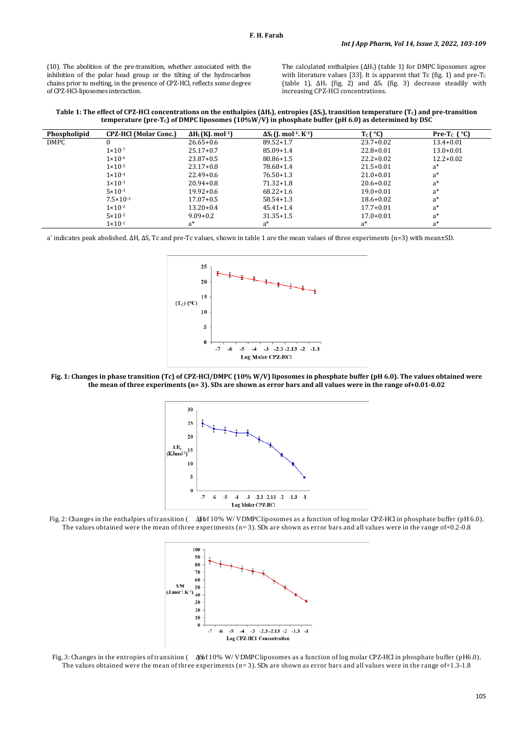(10). The abolition of the pre-transition, whether associated with the inhibition of the polar head group or the tilting of the hydrocarbon chains prior to melting, in the presence of CPZ-HCl, reflects some degree of CPZ-HCl-liposomes interaction.

The calculated enthalpies ($\Delta H_t$) (table 1) for DMPC liposomes agree with literature values [33]. It is apparent that Tc (fig. 1) and pre-$T_C$ (table 1), $\Delta H_t$ (fig. 2) and $\Delta S_t$ (fig. 3) decrease steadily with increasing CPZ-HCl concentrations.

**Table 1: The effect of CPZ-HCl concentrations on the enthalpies ($\Delta H_t$), entropies ($\Delta S_t$), transition temperature ($T_C$) and pre-transition temperature (pre-$T_C$) of DMPC liposomes (10%W/V) in phosphate buffer (pH 6.0) as determined by DSC**

| Phospholipid | CPZ-HCl (Molar Conc.) | $\Delta H_t$ (KJ. mol$^{-1}$) | $\Delta S_t$ (J. mol$^{-1}$. K$^{-1}$) | $T_C$ (°C) | Pre-$T_C$ (°C) |
|---|---|---|---|---|---|
| DMPC | 0 | 26.65+0.6 | 89.52+1.7 | 23.7+0.02 | 13.4+0.01 |
| | $1\times10^{-7}$ | 25.17+0.7 | 85.09+1.4 | 22.8+0.01 | 13.0+0.01 |
| | $1\times10^{-6}$ | 23.87+0.5 | 80.86+1.5 | 22.2+0.02 | 12.2+0.02 |
| | $1\times10^{-5}$ | 23.17+0.8 | 78.68+1.4 | 21.5+0.01 | a* |
| | $1\times10^{-4}$ | 22.49+0.6 | 76.50+1.3 | 21.0+0.01 | a* |
| | $1\times10^{-3}$ | 20.94+0.8 | 71.32+1.8 | 20.6+0.02 | a* |
| | $5\times10^{-3}$ | 19.92+0.6 | 68.22+1.6 | 19.0+0.01 | a* |
| | $7.5\times10^{-3}$ | 17.07+0.5 | 58.54+1.3 | 18.6+0.02 | a* |
| | $1\times10^{-2}$ | 13.20+0.4 | 45.41+1.4 | 17.7+0.01 | a* |
| | $5\times10^{-2}$ | 9.09+0.2 | 31.35+1.5 | 17.0+0.01 | a* |
| | $1\times10^{-1}$ | a* | a* | a* | a* |

a* indicates peak abolished. ΔH, ΔS, Tc and pre-Tc values, shown in table 1 are the mean values of three experiments (n=3) with mean±SD.

**Fig. 1: Changes in phase transition (Tc) of CPZ-HCl/DMPC (10% W/V) liposomes in phosphate buffer (pH 6.0). The values obtained were the mean of three experiments (n= 3). SDs are shown as error bars and all values were in the range of+0.01-0.02**

Fig. 2: Changes in the enthalpies of transition ($\Delta H_t$) of 10% W/V DMPC liposomes as a function of log molar CPZ-HCl in phosphate buffer (pH 6.0). The values obtained were the mean of three experiments (n= 3). SDs are shown as error bars and all values were in the range of+0.2-0.8

Fig. 3: Changes in the entropies of transition ($\Delta S_t$) of 10% W/V DMPC liposomes as a function of log molar CPZ-HCl in phosphate buffer (pH6.0). The values obtained were the mean of three experiments (n= 3). SDs are shown as error bars and all values were in the range of+1.3-1.8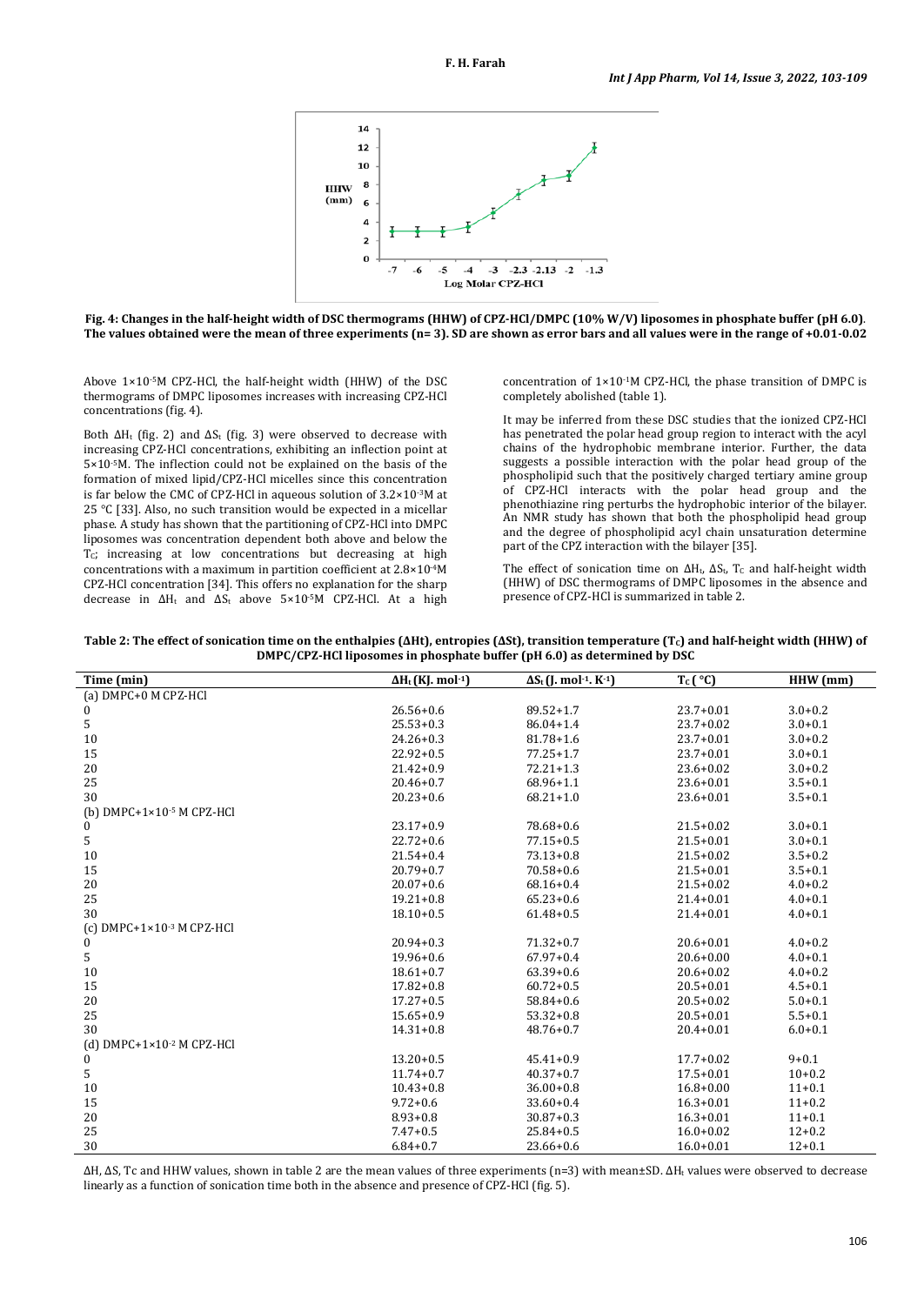**Fig. 4: Changes in the half-height width of DSC thermograms (HHW) of CPZ-HCl/DMPC (10% W/V) liposomes in phosphate buffer (pH 6.0)**. **The values obtained were the mean of three experiments (n= 3). SD are shown as error bars and all values were in the range of +0.01-0.02**

Above $1\times10^{-5}$M CPZ-HCl, the half-height width (HHW) of the DSC thermograms of DMPC liposomes increases with increasing CPZ-HCl concentrations (fig. 4).

Both $\Delta H_t$ (fig. 2) and $\Delta S_t$ (fig. 3) were observed to decrease with increasing CPZ-HCl concentrations, exhibiting an inflection point at $5\times10^{-5}$M. The inflection could not be explained on the basis of the formation of mixed lipid/CPZ-HCl micelles since this concentration is far below the CMC of CPZ-HCl in aqueous solution of $3.2\times10^{-3}$M at 25 °C [33]. Also, no such transition would be expected in a micellar phase. A study has shown that the partitioning of CPZ-HCl into DMPC liposomes was concentration dependent both above and below the $T_C$; increasing at low concentrations but decreasing at high concentrations with a maximum in partition coefficient at $2.8\times10^{-4}$M CPZ-HCl concentration [34]. This offers no explanation for the sharp decrease in $\Delta H_t$ and $\Delta S_t$ above $5\times10^{-5}$M CPZ-HCl. At a high concentration of $1\times10^{-1}$M CPZ-HCl, the phase transition of DMPC is completely abolished (table 1).

It may be inferred from these DSC studies that the ionized CPZ-HCl has penetrated the polar head group region to interact with the acyl chains of the hydrophobic membrane interior. Further, the data suggests a possible interaction with the polar head group of the phospholipid such that the positively charged tertiary amine group of CPZ-HCl interacts with the polar head group and the phenothiazine ring perturbs the hydrophobic interior of the bilayer. An NMR study has shown that both the phospholipid head group and the degree of phospholipid acyl chain unsaturation determine part of the CPZ interaction with the bilayer [35].

The effect of sonication time on $\Delta H_t$, $\Delta S_t$, $T_C$ and half-height width (HHW) of DSC thermograms of DMPC liposomes in the absence and presence of CPZ-HCl is summarized in table 2.

**Table 2: The effect of sonication time on the enthalpies ($\Delta$Ht), entropies ($\Delta$St), transition temperature ($T_C$) and half-height width (HHW) of DMPC/CPZ-HCl liposomes in phosphate buffer (pH 6.0) as determined by DSC**

| Time (min) | $\Delta H_t$ (KJ. mol$^{-1}$) | $\Delta S_t$ (J. mol$^{-1}$. K$^{-1}$) | $T_C$ (°C) | HHW (mm) |
|---|---|---|---|---|
| (a) DMPC+0 M CPZ-HCl | | | | |
| 0 | 26.56+0.6 | 89.52+1.7 | 23.7+0.01 | 3.0+0.2 |
| 5 | 25.53+0.3 | 86.04+1.4 | 23.7+0.02 | 3.0+0.1 |
| 10 | 24.26+0.3 | 81.78+1.6 | 23.7+0.01 | 3.0+0.2 |
| 15 | 22.92+0.5 | 77.25+1.7 | 23.7+0.01 | 3.0+0.1 |
| 20 | 21.42+0.9 | 72.21+1.3 | 23.6+0.02 | 3.0+0.2 |
| 25 | 20.46+0.7 | 68.96+1.1 | 23.6+0.01 | 3.5+0.1 |
| 30 | 20.23+0.6 | 68.21+1.0 | 23.6+0.01 | 3.5+0.1 |
| (b) DMPC+$1\times10^{-5}$ M CPZ-HCl | | | | |
| 0 | 23.17+0.9 | 78.68+0.6 | 21.5+0.02 | 3.0+0.1 |
| 5 | 22.72+0.6 | 77.15+0.5 | 21.5+0.01 | 3.0+0.1 |
| 10 | 21.54+0.4 | 73.13+0.8 | 21.5+0.02 | 3.5+0.2 |
| 15 | 20.79+0.7 | 70.58+0.6 | 21.5+0.01 | 3.5+0.1 |
| 20 | 20.07+0.6 | 68.16+0.4 | 21.5+0.02 | 4.0+0.2 |
| 25 | 19.21+0.8 | 65.23+0.6 | 21.4+0.01 | 4.0+0.1 |
| 30 | 18.10+0.5 | 61.48+0.5 | 21.4+0.01 | 4.0+0.1 |
| (c) DMPC+$1\times10^{-3}$ M CPZ-HCl | | | | |
| 0 | 20.94+0.3 | 71.32+0.7 | 20.6+0.01 | 4.0+0.2 |
| 5 | 19.96+0.6 | 67.97+0.4 | 20.6+0.00 | 4.0+0.1 |
| 10 | 18.61+0.7 | 63.39+0.6 | 20.6+0.02 | 4.0+0.2 |
| 15 | 17.82+0.8 | 60.72+0.5 | 20.5+0.01 | 4.5+0.1 |
| 20 | 17.27+0.5 | 58.84+0.6 | 20.5+0.02 | 5.0+0.1 |
| 25 | 15.65+0.9 | 53.32+0.8 | 20.5+0.01 | 5.5+0.1 |
| 30 | 14.31+0.8 | 48.76+0.7 | 20.4+0.01 | 6.0+0.1 |
| (d) DMPC+$1\times10^{-2}$ M CPZ-HCl | | | | |
| 0 | 13.20+0.5 | 45.41+0.9 | 17.7+0.02 | 9+0.1 |
| 5 | 11.74+0.7 | 40.37+0.7 | 17.5+0.01 | 10+0.2 |
| 10 | 10.43+0.8 | 36.00+0.8 | 16.8+0.00 | 11+0.1 |
| 15 | 9.72+0.6 | 33.60+0.4 | 16.3+0.01 | 11+0.2 |
| 20 | 8.93+0.8 | 30.87+0.3 | 16.3+0.01 | 11+0.1 |
| 25 | 7.47+0.5 | 25.84+0.5 | 16.0+0.02 | 12+0.2 |
| 30 | 6.84+0.7 | 23.66+0.6 | 16.0+0.01 | 12+0.1 |

$\Delta$H, $\Delta$S, Tc and HHW values, shown in table 2 are the mean values of three experiments (n=3) with mean±SD. $\Delta H_t$ values were observed to decrease linearly as a function of sonication time both in the absence and presence of CPZ-HCl (fig. 5).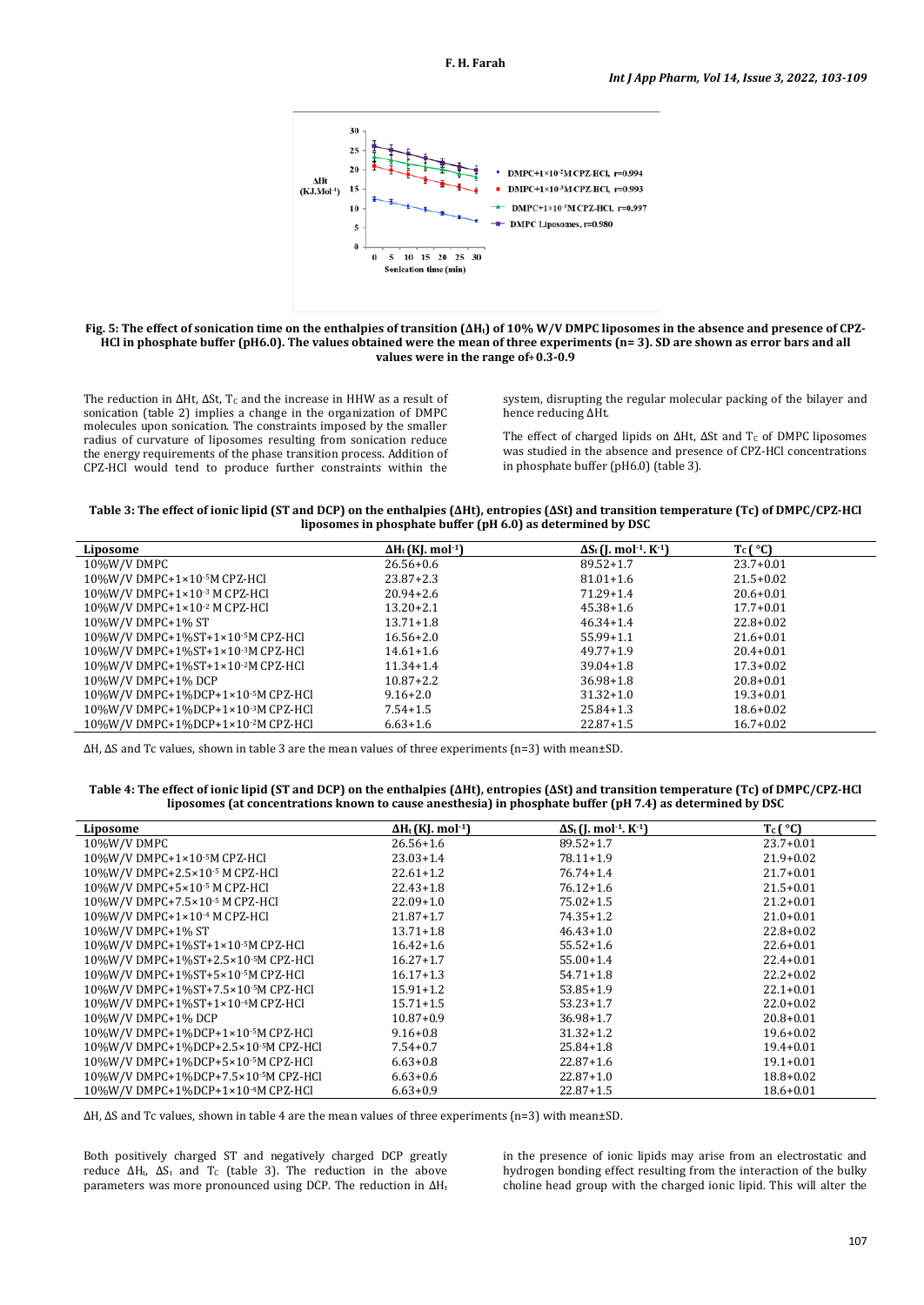Fig. 5: The effect of sonication time on the enthalpies of transition ($\Delta H_t$) of 10% W/V DMPC liposomes in the absence and presence of CPZ-HCl in phosphate buffer (pH6.0). The values obtained were the mean of three experiments (n= 3). SD are shown as error bars and all values were in the range of+ 0.3-0.9

The reduction in ΔHt, ΔSt, $T_C$ and the increase in HHW as a result of sonication (table 2) implies a change in the organization of DMPC molecules upon sonication. The constraints imposed by the smaller radius of curvature of liposomes resulting from sonication reduce the energy requirements of the phase transition process. Addition of CPZ-HCl would tend to produce further constraints within the system, disrupting the regular molecular packing of the bilayer and hence reducing ΔHt.

The effect of charged lipids on ΔHt, ΔSt and $T_C$ of DMPC liposomes was studied in the absence and presence of CPZ-HCl concentrations in phosphate buffer (pH6.0) (table 3).

**Table 3: The effect of ionic lipid (ST and DCP) on the enthalpies (ΔHt), entropies (ΔSt) and transition temperature (Tc) of DMPC/CPZ-HCl liposomes in phosphate buffer (pH 6.0) as determined by DSC**

| Liposome | $\Delta H_t$ (KJ. $mol^{-1}$) | $\Delta S_t$ (J. $mol^{-1}$. $K^{-1}$) | $T_C$ (°C) |
|---|---|---|---|
| 10%W/V DMPC | 26.56+0.6 | 89.52+1.7 | 23.7+0.01 |
| 10%W/V DMPC+1×$10^{-5}$M CPZ-HCl | 23.87+2.3 | 81.01+1.6 | 21.5+0.02 |
| 10%W/V DMPC+1×$10^{-3}$ M CPZ-HCl | 20.94+2.6 | 71.29+1.4 | 20.6+0.01 |
| 10%W/V DMPC+1×$10^{-2}$ M CPZ-HCl | 13.20+2.1 | 45.38+1.6 | 17.7+0.01 |
| 10%W/V DMPC+1% ST | 13.71+1.8 | 46.34+1.4 | 22.8+0.02 |
| 10%W/V DMPC+1%ST+1×$10^{-5}$M CPZ-HCl | 16.56+2.0 | 55.99+1.1 | 21.6+0.01 |
| 10%W/V DMPC+1%ST+1×$10^{-3}$M CPZ-HCl | 14.61+1.6 | 49.77+1.9 | 20.4+0.01 |
| 10%W/V DMPC+1%ST+1×$10^{-2}$M CPZ-HCl | 11.34+1.4 | 39.04+1.8 | 17.3+0.02 |
| 10%W/V DMPC+1% DCP | 10.87+2.2 | 36.98+1.8 | 20.8+0.01 |
| 10%W/V DMPC+1%DCP+1×$10^{-5}$M CPZ-HCl | 9.16+2.0 | 31.32+1.0 | 19.3+0.01 |
| 10%W/V DMPC+1%DCP+1×$10^{-3}$M CPZ-HCl | 7.54+1.5 | 25.84+1.3 | 18.6+0.02 |
| 10%W/V DMPC+1%DCP+1×$10^{-2}$M CPZ-HCl | 6.63+1.6 | 22.87+1.5 | 16.7+0.02 |

ΔH, ΔS and Tc values, shown in table 3 are the mean values of three experiments (n=3) with mean±SD.

**Table 4: The effect of ionic lipid (ST and DCP) on the enthalpies (ΔHt), entropies (ΔSt) and transition temperature (Tc) of DMPC/CPZ-HCl liposomes (at concentrations known to cause anesthesia) in phosphate buffer (pH 7.4) as determined by DSC**

| Liposome | $\Delta H_t$ (KJ. $mol^{-1}$) | $\Delta S_t$ (J. $mol^{-1}$. $K^{-1}$) | $T_C$ (°C) |
|---|---|---|---|
| 10%W/V DMPC | 26.56+1.6 | 89.52+1.7 | 23.7+0.01 |
| 10%W/V DMPC+1×$10^{-5}$M CPZ-HCl | 23.03+1.4 | 78.11+1.9 | 21.9+0.02 |
| 10%W/V DMPC+2.5×$10^{-5}$ M CPZ-HCl | 22.61+1.2 | 76.74+1.4 | 21.7+0.01 |
| 10%W/V DMPC+5×$10^{-5}$ M CPZ-HCl | 22.43+1.8 | 76.12+1.6 | 21.5+0.01 |
| 10%W/V DMPC+7.5×$10^{-5}$ M CPZ-HCl | 22.09+1.0 | 75.02+1.5 | 21.2+0.01 |
| 10%W/V DMPC+1×$10^{-4}$ M CPZ-HCl | 21.87+1.7 | 74.35+1.2 | 21.0+0.01 |
| 10%W/V DMPC+1% ST | 13.71+1.8 | 46.43+1.0 | 22.8+0.02 |
| 10%W/V DMPC+1%ST+1×$10^{-5}$M CPZ-HCl | 16.42+1.6 | 55.52+1.6 | 22.6+0.01 |
| 10%W/V DMPC+1%ST+2.5×$10^{-5}$M CPZ-HCl | 16.27+1.7 | 55.00+1.4 | 22.4+0.01 |
| 10%W/V DMPC+1%ST+5×$10^{-5}$M CPZ-HCl | 16.17+1.3 | 54.71+1.8 | 22.2+0.02 |
| 10%W/V DMPC+1%ST+7.5×$10^{-5}$M CPZ-HCl | 15.91+1.2 | 53.85+1.9 | 22.1+0.01 |
| 10%W/V DMPC+1%ST+1×$10^{-4}$M CPZ-HCl | 15.71+1.5 | 53.23+1.7 | 22.0+0.02 |
| 10%W/V DMPC+1% DCP | 10.87+0.9 | 36.98+1.7 | 20.8+0.01 |
| 10%W/V DMPC+1%DCP+1×$10^{-5}$M CPZ-HCl | 9.16+0.8 | 31.32+1.6 | 19.6+0.02 |
| 10%W/V DMPC+1%DCP+2.5×$10^{-5}$M CPZ-HCl | 7.54+0.7 | 25.84+1.8 | 19.4+0.01 |
| 10%W/V DMPC+1%DCP+5×$10^{-5}$M CPZ-HCl | 6.63+0.8 | 22.87+1.6 | 19.1+0.01 |
| 10%W/V DMPC+1%DCP+7.5×$10^{-5}$M CPZ-HCl | 6.63+0.6 | 22.87+1.0 | 18.8+0.02 |
| 10%W/V DMPC+1%DCP+1×$10^{-4}$M CPZ-HCl | 6.63+0.9 | 22.87+1.5 | 18.6+0.01 |

ΔH, ΔS and Tc values, shown in table 4 are the mean values of three experiments (n=3) with mean±SD.

Both positively charged ST and negatively charged DCP greatly reduce $\Delta H_t$, $\Delta S_t$ and $T_C$ (table 3). The reduction in the above parameters was more pronounced using DCP. The reduction in $\Delta H_t$ in the presence of ionic lipids may arise from an electrostatic and hydrogen bonding effect resulting from the interaction of the bulky choline head group with the charged ionic lipid. This will alter the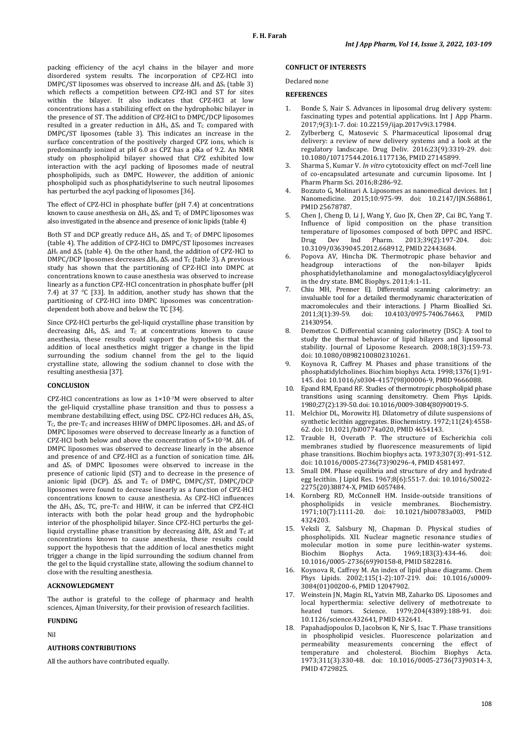packing efficiency of the acyl chains in the bilayer and more disordered system results. The incorporation of CPZ-HCl into DMPC/ST liposomes was observed to increase $\Delta H_t$ and $\Delta S_t$ (table 3) which reflects a competition between CPZ-HCl and ST for sites within the bilayer. It also indicates that CPZ-HCl at low concentrations has a stabilizing effect on the hydrophobic bilayer in the presence of ST. The addition of CPZ-HCl to DMPC/DCP liposomes resulted in a greater reduction in $\Delta H_t$, $\Delta S_t$ and $T_C$ compared with DMPC/ST liposomes (table 3). This indicates an increase in the surface concentration of the positively charged CPZ ions, which is predominantly ionized at pH 6.0 as CPZ has a pKa of 9.2. An NMR study on phospholipid bilayer showed that CPZ exhibited low interaction with the acyl packing of liposomes made of neutral phospholipids, such as DMPC. However, the addition of anionic phospholipid such as phosphatidylserine to such neutral liposomes has perturbed the acyl packing of liposomes [36].

The effect of CPZ-HCl in phosphate buffer (pH 7.4) at concentrations known to cause anesthesia on $\Delta H_t$, $\Delta S_t$ and $T_C$ of DMPC liposomes was also investigated in the absence and presence of ionic lipids (table 4)

Both ST and DCP greatly reduce $\Delta H_t$, $\Delta S_t$ and $T_C$ of DMPC liposomes (table 4). The addition of CPZ-HCl to DMPC/ST liposomes increases $\Delta H_t$ and $\Delta S_t$ (table 4). On the other hand, the addition of CPZ-HCl to DMPC/DCP liposomes decreases $\Delta H_t$, $\Delta S_t$ and $T_C$ (table 3). A previous study has shown that the partitioning of CPZ-HCl into DMPC at concentrations known to cause anesthesia was observed to increase linearly as a function CPZ-HCl concentration in phosphate buffer (pH 7.4) at 37 °C [33]. In addition, another study has shown that the partitioning of CPZ-HCl into DMPC liposomes was concentration-dependent both above and below the TC [34].

Since CPZ-HCl perturbs the gel-liquid crystalline phase transition by decreasing $\Delta H_t$, $\Delta S_t$ and $T_C$ at concentrations known to cause anesthesia, these results could support the hypothesis that the addition of local anesthetics might trigger a change in the lipid surrounding the sodium channel from the gel to the liquid crystalline state, allowing the sodium channel to close with the resulting anesthesia [37].

## CONCLUSION

CPZ-HCl concentrations as low as $1\times10^{-7}$M were observed to alter the gel-liquid crystalline phase transition and thus to possess a membrane destabilizing effect, using DSC. CPZ-HCl reduces $\Delta H_t$, $\Delta S_t$, $T_C$, the pre-$T_C$ and increases HHW of DMPC liposomes. $\Delta H_t$ and $\Delta S_t$ of DMPC liposomes were observed to decrease linearly as a function of CPZ-HCl both below and above the concentration of $5\times10^{-3}$M. $\Delta H_t$ of DMPC liposomes was observed to decrease linearly in the absence and presence of and CPZ-HCl as a function of sonication time. $\Delta H_t$ and $\Delta S_t$ of DMPC liposomes were observed to increase in the presence of cationic lipid (ST) and to decrease in the presence of anionic lipid (DCP). $\Delta S_t$ and $T_C$ of DMPC, DMPC/ST, DMPC/DCP liposomes were found to decrease linearly as a function of CPZ-HCl concentrations known to cause anesthesia. As CPZ-HCl influences the $\Delta H_t$, $\Delta S_t$, TC, pre-$T_C$ and HHW, it can be inferred that CPZ-HCl interacts with both the polar head group and the hydrophobic interior of the phospholipid bilayer. Since CPZ-HCl perturbs the gel-liquid crystalline phase transition by decreasing $\Delta$Ht, $\Delta$St and $T_C$ at concentrations known to cause anesthesia, these results could support the hypothesis that the addition of local anesthetics might trigger a change in the lipid surrounding the sodium channel from the gel to the liquid crystalline state, allowing the sodium channel to close with the resulting anesthesia.

## ACKNOWLEDGMENT

The author is grateful to the college of pharmacy and health sciences, Ajman University, for their provision of research facilities.

## FUNDING

Nil

## AUTHORS CONTRIBUTIONS

All the authors have contributed equally.

## CONFLICT OF INTERESTS

Declared none

## REFERENCES

1. Bonde S, Nair S. Advances in liposomal drug delivery system: fascinating types and potential applications. Int J App Pharm. 2017;9(3):1-7. doi: 10.22159/ijap.2017v9i3.17984.
2. Zylberberg C, Matosevic S. Pharmaceutical liposomal drug delivery: a review of new delivery systems and a look at the regulatory landscape. Drug Deliv. 2016;23(9):3319-29. doi: 10.1080/10717544.2016.1177136, PMID 27145899.
3. Sharma S, Kumar V. *In vitro* cytotoxicity effect on mcf-7cell line of co-encapsulated artesunate and curcumin liposome. Int J Pharm Pharm Sci. 2016;8:286-92.
4. Bozzuto G, Molinari A. Liposomes as nanomedical devices. Int J Nanomedicine. 2015;10:975-99. doi: 10.2147/IJN.S68861, PMID 25678787.
5. Chen J, Cheng D, Li J, Wang Y, Guo JX, Chen ZP, Cai BC, Yang T. Influence of lipid composition on the phase transition temperature of liposomes composed of both DPPC and HSPC. Drug Dev Ind Pharm. 2013;39(2):197-204. doi: 10.3109/03639045.2012.668912, PMID 22443684.
6. Popova AV, Hincha DK. Thermotropic phase behavior and headgroup interactions of the non-bilayer lipids phosphatidylethanolamine and monogalactosyldiacylglycerol in the dry state. BMC Biophys. 2011;4:1-11.
7. Chiu MH, Prenner EJ. Differential scanning calorimetry: an invaluable tool for a detailed thermodynamic characterization of macromolecules and their interactions. J Pharm Bioallied Sci. 2011;3(1):39-59. doi: 10.4103/0975-7406.76463, PMID 21430954.
8. Demetzos C. Differential scanning calorimetry (DSC): A tool to study the thermal behavior of lipid bilayers and liposomal stability. Journal of Liposome Research. 2008;18(3):159-73. doi: 10.1080/08982100802310261.
9. Koynova R, Caffrey M. Phases and phase transitions of the phosphatidylcholines. Biochim biophys Acta. 1998;1376(1):91-145. doi: 10.1016/s0304-4157(98)00006-9, PMID 9666088.
10. Epand RM, Epand RF. Studies of thermotropic phospholipid phase transitions using scanning densitometry. Chem Phys Lipids. 1980;27(2):139-50. doi: 10.1016/0009-3084(80)90019-5.
11. Melchior DL, Morowitz HJ. Dilatometry of dilute suspensions of synthetic lecithin aggregates. Biochemistry. 1972;11(24):4558-62. doi: 10.1021/bi00774a020, PMID 4654143.
12. Trauble H, Overath P. The structure of Escherichia coli membranes studied by fluorescence measurements of lipid phase transitions. Biochim biophys acta. 1973;307(3):491-512. doi: 10.1016/0005-2736(73)90296-4, PMID 4581497.
13. Small DM. Phase equilibria and structure of dry and hydrated egg lecithin. J Lipid Res. 1967;8(6):551-7. doi: 10.1016/S0022-2275(20)38874-X, PMID 6057484.
14. Kornberg RD, McConnell HM. Inside-outside transitions of phospholipids in vesicle membranes. Biochemistry. 1971;10(7):1111-20. doi: 10.1021/bi00783a003, PMID 4324203.
15. Veksli Z, Salsbury NJ, Chapman D. Physical studies of phospholipids. XII. Nuclear magnetic resonance studies of molecular motion in some pure lecithin-water systems. Biochim Biophys Acta. 1969;183(3):434-46. doi: 10.1016/0005-2736(69)90158-8, PMID 5822816.
16. Koynova R, Caffrey M. An index of lipid phase diagrams. Chem Phys Lipids. 2002;115(1-2):107-219. doi: 10.1016/s0009-3084(01)00200-6, PMID 12047902.
17. Weinstein JN, Magin RL, Yatvin MB, Zaharko DS. Liposomes and local hyperthermia: selective delivery of methotrexate to heated tumors. Science. 1979;204(4389):188-91. doi: 10.1126/science.432641, PMID 432641.
18. Papahadjopoulos D, Jacobson K, Nir S, Isac T. Phase transitions in phospholipid vesicles. Fluorescence polarization and permeability measurements concerning the effect of temperature and cholesterol. Biochim Biophys Acta. 1973;311(3):330-48. doi: 10.1016/0005-2736(73)90314-3, PMID 4729825.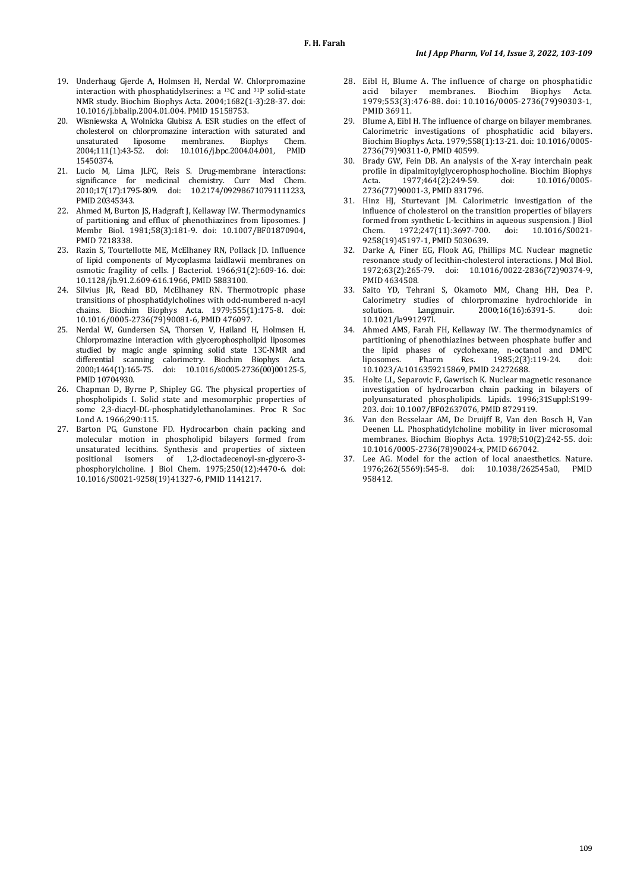19. Underhaug Gjerde A, Holmsen H, Nerdal W. Chlorpromazine interaction with phosphatidylserines: a $^{13}C$ and $^{31}P$ solid-state NMR study. Biochim Biophys Acta. 2004;1682(1-3):28-37. doi: 10.1016/j.bbalip.2004.01.004. PMID 15158753.
20. Wisniewska A, Wolnicka Glubisz A. ESR studies on the effect of cholesterol on chlorpromazine interaction with saturated and unsaturated liposome membranes. Biophys Chem. 2004;111(1):43-52. doi: 10.1016/j.bpc.2004.04.001, PMID 15450374.
21. Lucio M, Lima JLFC, Reis S. Drug-membrane interactions: significance for medicinal chemistry. Curr Med Chem. 2010;17(17):1795-809. doi: 10.2174/092986710791111233, PMID 20345343.
22. Ahmed M, Burton JS, Hadgraft J, Kellaway IW. Thermodynamics of partitioning and efflux of phenothiazines from liposomes. J Membr Biol. 1981;58(3):181-9. doi: 10.1007/BF01870904, PMID 7218338.
23. Razin S, Tourtellotte ME, McElhaney RN, Pollack JD. Influence of lipid components of Mycoplasma laidlawii membranes on osmotic fragility of cells. J Bacteriol. 1966;91(2):609-16. doi: 10.1128/jb.91.2.609-616.1966, PMID 5883100.
24. Silvius JR, Read BD, McElhaney RN. Thermotropic phase transitions of phosphatidylcholines with odd-numbered n-acyl chains. Biochim Biophys Acta. 1979;555(1):175-8. doi: 10.1016/0005-2736(79)90081-6, PMID 476097.
25. Nerdal W, Gundersen SA, Thorsen V, Høiland H, Holmsen H. Chlorpromazine interaction with glycerophospholipid liposomes studied by magic angle spinning solid state 13C-NMR and differential scanning calorimetry. Biochim Biophys Acta. 2000;1464(1):165-75. doi: 10.1016/s0005-2736(00)00125-5, PMID 10704930.
26. Chapman D, Byrne P, Shipley GG. The physical properties of phospholipids I. Solid state and mesomorphic properties of some 2,3-diacyl-DL-phosphatidylethanolamines. Proc R Soc Lond A. 1966;290:115.
27. Barton PG, Gunstone FD. Hydrocarbon chain packing and molecular motion in phospholipid bilayers formed from unsaturated lecithins. Synthesis and properties of sixteen positional isomers of 1,2-dioctadecenoyl-sn-glycero-3-phosphorylcholine. J Biol Chem. 1975;250(12):4470-6. doi: 10.1016/S0021-9258(19)41327-6, PMID 1141217.
28. Eibl H, Blume A. The influence of charge on phosphatidic acid bilayer membranes. Biochim Biophys Acta. 1979;553(3):476-88. doi: 10.1016/0005-2736(79)90303-1, PMID 36911.
29. Blume A, Eibl H. The influence of charge on bilayer membranes. Calorimetric investigations of phosphatidic acid bilayers. Biochim Biophys Acta. 1979;558(1):13-21. doi: 10.1016/0005-2736(79)90311-0, PMID 40599.
30. Brady GW, Fein DB. An analysis of the X-ray interchain peak profile in dipalmitoylglycerophosphocholine. Biochim Biophys Acta. 1977;464(2):249-59. doi: 10.1016/0005-2736(77)90001-3, PMID 831796.
31. Hinz HJ, Sturtevant JM. Calorimetric investigation of the influence of cholesterol on the transition properties of bilayers formed from synthetic L-lecithins in aqueous suspension. J Biol Chem. 1972;247(11):3697-700. doi: 10.1016/S0021-9258(19)45197-1, PMID 5030639.
32. Darke A, Finer EG, Flook AG, Phillips MC. Nuclear magnetic resonance study of lecithin-cholesterol interactions. J Mol Biol. 1972;63(2):265-79. doi: 10.1016/0022-2836(72)90374-9, PMID 4634508.
33. Saito YD, Tehrani S, Okamoto MM, Chang HH, Dea P. Calorimetry studies of chlorpromazine hydrochloride in solution. Langmuir. 2000;16(16):6391-5. doi: 10.1021/la991297l.
34. Ahmed AMS, Farah FH, Kellaway IW. The thermodynamics of partitioning of phenothiazines between phosphate buffer and the lipid phases of cyclohexane, n-octanol and DMPC liposomes. Pharm Res. 1985;2(3):119-24. doi: 10.1023/A:1016359215869, PMID 24272688.
35. Holte LL, Separovic F, Gawrisch K. Nuclear magnetic resonance investigation of hydrocarbon chain packing in bilayers of polyunsaturated phospholipids. Lipids. 1996;31Suppl:S199-203. doi: 10.1007/BF02637076, PMID 8729119.
36. Van den Besselaar AM, De Druijff B, Van den Bosch H, Van Deenen LL. Phosphatidylcholine mobility in liver microsomal membranes. Biochim Biophys Acta. 1978;510(2):242-55. doi: 10.1016/0005-2736(78)90024-x, PMID 667042.
37. Lee AG. Model for the action of local anaesthetics. Nature. 1976;262(5569):545-8. doi: 10.1038/262545a0, PMID 958412.